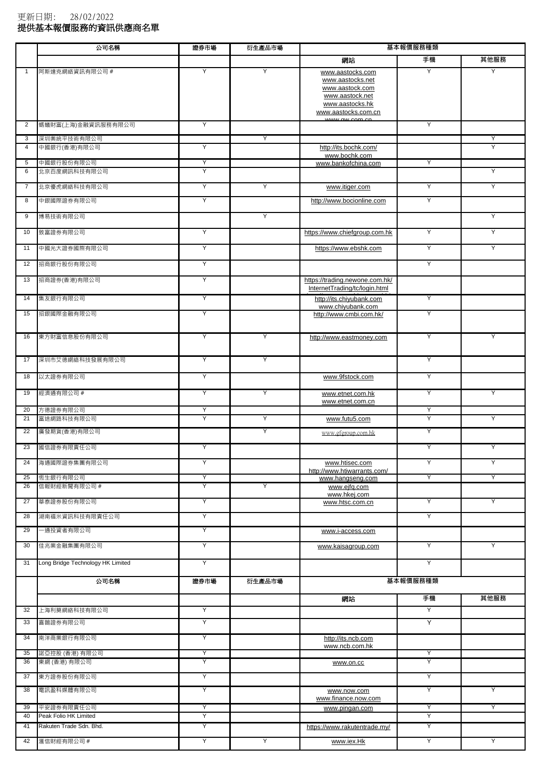更新日期: 28/02/2022

# 提供基本報價服務的資訊供應商名單

| | 公司名稱 | 證券市場 | 衍生產品市場 | 基本報價服務種類 | | |
|---|---|---|---|---|---|---|
| | | | | 網站 | 手機 | 其他服務 |
| 1 | 阿斯達克網絡資訊有限公司 # | Y | Y | www.aastocks.com www.aastocks.net www.aastock.com www.aastock.net www.aastocks.hk www.aastocks.com.cn www.gw.com.cn | Y | Y |
| 2 | 螞蟻財富(上海)金融資訊服務有限公司 | Y | | | Y | |
| 3 | 深圳奧統平技術有限公司 | | Y | | | Y |
| 4 | 中國銀行(香港)有限公司 | Y | | http://its.bochk.com/ www.bochk.com | | Y |
| 5 | 中國銀行股份有限公司 | Y | | www.bankofchina.com | Y | |
| 6 | 北京百度網訊科技有限公司 | Y | | | | Y |
| 7 | 北京優虎網絡科技有限公司 | Y | Y | www.itiger.com | Y | Y |
| 8 | 中銀國際證券有限公司 | Y | | http://www.bocionline.com | Y | |
| 9 | 博易技術有限公司 | | Y | | | Y |
| 10 | 致富證券有限公司 | Y | | https://www.chiefgroup.com.hk | Y | Y |
| 11 | 中國光大證券國際有限公司 | Y | | https://www.ebshk.com | Y | Y |
| 12 | 招商銀行股份有限公司 | Y | | | Y | |
| 13 | 招商證券(香港)有限公司 | Y | | https://trading.newone.com.hk/InternetTrading/tc/login.html | | |
| 14 | 集友銀行有限公司 | Y | | http://its.chiyubank.com www.chiyubank.com | Y | |
| 15 | 招銀國際金融有限公司 | Y | | http://www.cmbi.com.hk/ | Y | |
| 16 | 東方財富信息股份有限公司 | Y | Y | http://www.eastmoney.com | Y | Y |
| 17 | 深圳市艾德網絡科技發展有限公司 | Y | Y | | Y | |
| 18 | 以太證券有限公司 | Y | | www.9fstock.com | Y | |
| 19 | 經濟通有限公司 # | Y | Y | www.etnet.com.hk www.etnet.com.cn | Y | Y |
| 20 | 方德證券有限公司 | Y | | | Y | |
| 21 | 富途網路科技有限公司 | Y | Y | www.futu5.com | Y | Y |
| 22 | 廣發期貨(香港)有限公司 | | Y | www.gfgroup.com.hk | Y | |
| 23 | 國信證券有限責任公司 | Y | | | Y | Y |
| 24 | 海通國際證券集團有限公司 | Y | | www.htisec.com http://www.htiwarrants.com/ | Y | Y |
| 25 | 恒生銀行有限公司 | Y | | www.hangseng.com | Y | Y |
| 26 | 信報財經新聞有限公司 # | Y | Y | www.ejfq.com www.hkej.com | | |
| 27 | 華泰證券股份有限公司 | Y | | www.htsc.com.cn | Y | Y |
| 28 | 湖南福米資訊科技有限責任公司 | Y | | | Y | |
| 29 | 一通投資者有限公司 | Y | | www.i-access.com | | |
| 30 | 佳兆業金融集團有限公司 | Y | | www.kaisagroup.com | Y | Y |
| 31 | Long Bridge Technology HK Limited | Y | | | Y | |
| | 公司名稱 | 證券市場 | 衍生產品市場 | 基本報價服務種類 | | |
| | | | | 網站 | 手機 | 其他服務 |
| 32 | 上海利莫網絡科技有限公司 | Y | | | Y | |
| 33 | 喜鵲證券有限公司 | Y | | | Y | |
| 34 | 南洋商業銀行有限公司 | Y | | http://its.ncb.com www.ncb.com.hk | | |
| 35 | 諾亞控股 (香港) 有限公司 | Y | | | Y | |
| 36 | 東網 (香港) 有限公司 | Y | | www.on.cc | Y | |
| 37 | 東方證券股份有限公司 | Y | | | Y | |
| 38 | 電訊盈科媒體有限公司 | Y | | www.now.com www.finance.now.com | Y | Y |
| 39 | 平安證券有限責任公司 | Y | | www.pingan.com | Y | Y |
| 40 | Peak Folio HK Limited | Y | | | Y | |
| 41 | Rakuten Trade Sdn. Bhd. | Y | | https://www.rakutentrade.my/ | Y | |
| 42 | 滙信財經有限公司 # | Y | Y | www.iex.Hk | Y | Y |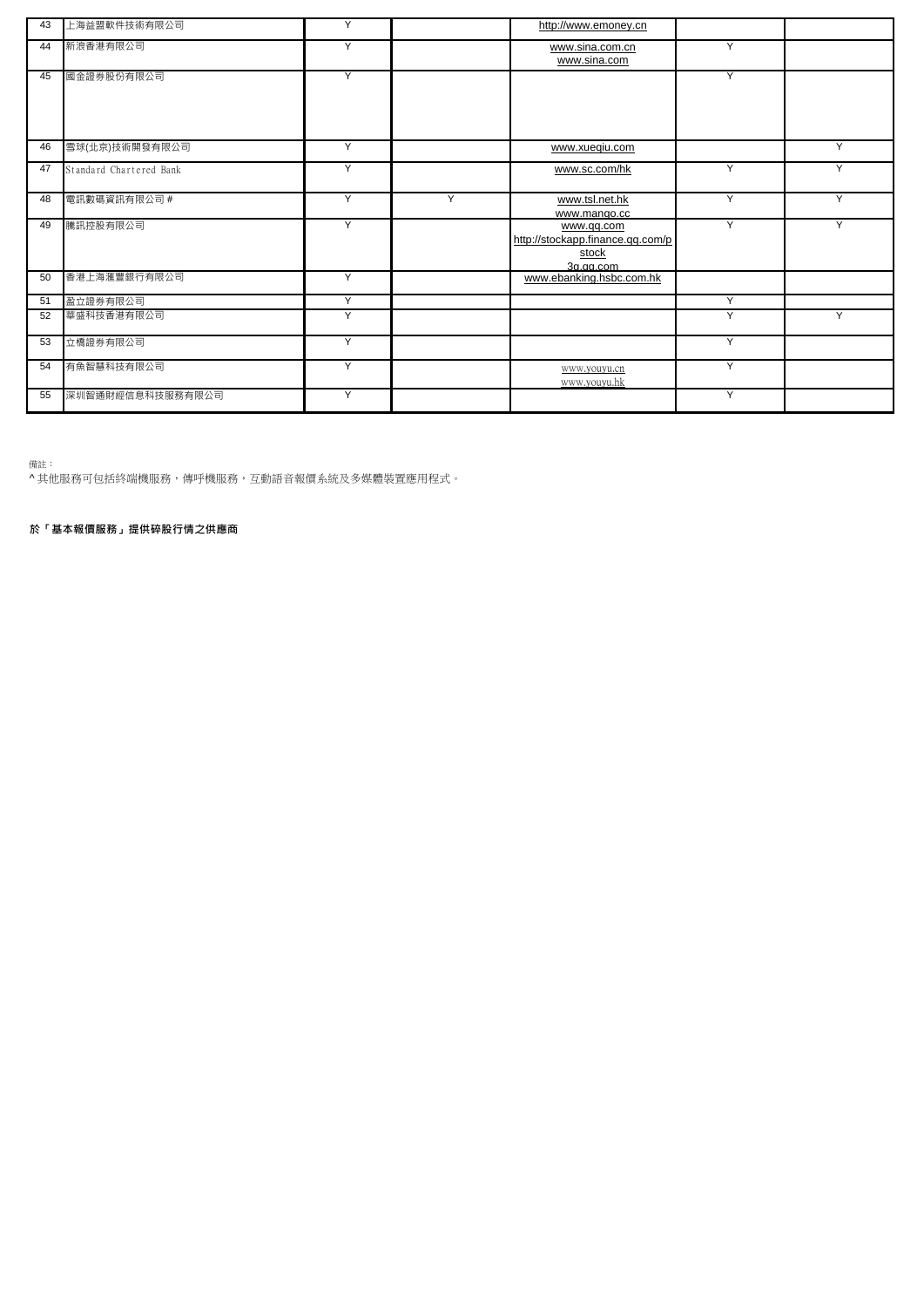| | | | | | | |
|---|---|---|---|---|---|---|
| 43 | 上海益盟軟件技術有限公司 | Y | | http://www.emoney.cn | | |
| 44 | 新浪香港有限公司 | Y | | www.sina.com.cn<br>www.sina.com | Y | |
| 45 | 國金證券股份有限公司 | Y | | | Y | |
| 46 | 雪球(北京)技術開發有限公司 | Y | | www.xueqiu.com | | Y |
| 47 | Standard Chartered Bank | Y | | www.sc.com/hk | Y | Y |
| 48 | 電訊數碼資訊有限公司 # | Y | Y | www.tsl.net.hk<br>www.mango.cc | Y | Y |
| 49 | 騰訊控股有限公司 | Y | | www.qq.com<br>http://stockapp.finance.qq.com/pstock<br>3g.qq.com | Y | Y |
| 50 | 香港上海滙豐銀行有限公司 | Y | | www.ebanking.hsbc.com.hk | | |
| 51 | 盈立證券有限公司 | Y | | | Y | |
| 52 | 華盛科技香港有限公司 | Y | | | Y | Y |
| 53 | 立橋證券有限公司 | Y | | | Y | |
| 54 | 有魚智慧科技有限公司 | Y | | www.youyu.cn<br>www.youyu.hk | Y | |
| 55 | 深圳智通財經信息科技服務有限公司 | Y | | | Y | |

備註：

^ 其他服務可包括終端機服務，傳呼機服務，互動語音報價系統及多媒體裝置應用程式。

**於「基本報價服務」提供碎股行情之供應商**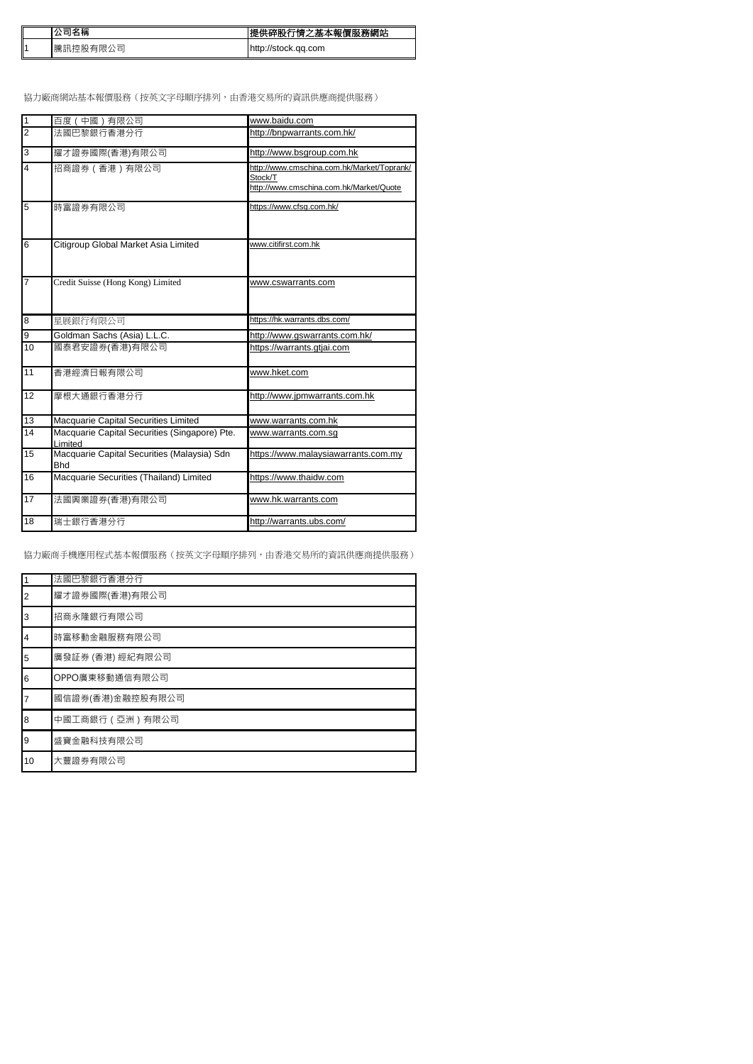| | 公司名稱 | 提供碎股行情之基本報價服務網站 |
|---|---|---|
| 1 | 騰訊控股有限公司 | http://stock.qq.com |

協力廠商網站基本報價服務（按英文字母順序排列，由香港交易所的資訊供應商提供服務）

| | | |
|---|---|---|
| 1 | 百度（中國）有限公司 | www.baidu.com |
| 2 | 法國巴黎銀行香港分行 | http://bnpwarrants.com.hk/ |
| 3 | 耀才證券國際(香港)有限公司 | http://www.bsgroup.com.hk |
| 4 | 招商證券（香港）有限公司 | http://www.cmschina.com.hk/Market/Toprank/Stock/T<br>http://www.cmschina.com.hk/Market/Quote |
| 5 | 時富證券有限公司 | https://www.cfsg.com.hk/ |
| 6 | Citigroup Global Market Asia Limited | www.citifirst.com.hk |
| 7 | Credit Suisse (Hong Kong) Limited | www.cswarrants.com |
| 8 | 星展銀行有限公司 | https://hk.warrants.dbs.com/ |
| 9 | Goldman Sachs (Asia) L.L.C. | http://www.gswarrants.com.hk/ |
| 10 | 國泰君安證券(香港)有限公司 | https://warrants.gtjai.com |
| 11 | 香港經濟日報有限公司 | www.hket.com |
| 12 | 摩根大通銀行香港分行 | http://www.jpmwarrants.com.hk |
| 13 | Macquarie Capital Securities Limited | www.warrants.com.hk |
| 14 | Macquarie Capital Securities (Singapore) Pte. Limited | www.warrants.com.sg |
| 15 | Macquarie Capital Securities (Malaysia) Sdn Bhd | https://www.malaysiawarrants.com.my |
| 16 | Macquarie Securities (Thailand) Limited | https://www.thaidw.com |
| 17 | 法國興業證券(香港)有限公司 | www.hk.warrants.com |
| 18 | 瑞士銀行香港分行 | http://warrants.ubs.com/ |

協力廠商手機應用程式基本報價服務（按英文字母順序排列，由香港交易所的資訊供應商提供服務）

| | |
|---|---|
| 1 | 法國巴黎銀行香港分行 |
| 2 | 耀才證券國際(香港)有限公司 |
| 3 | 招商永隆銀行有限公司 |
| 4 | 時富移動金融服務有限公司 |
| 5 | 廣發証券 (香港) 經紀有限公司 |
| 6 | OPPO廣東移動通信有限公司 |
| 7 | 國信證券(香港)金融控股有限公司 |
| 8 | 中國工商銀行（亞洲）有限公司 |
| 9 | 盛寶金融科技有限公司 |
| 10 | 大豐證券有限公司 |